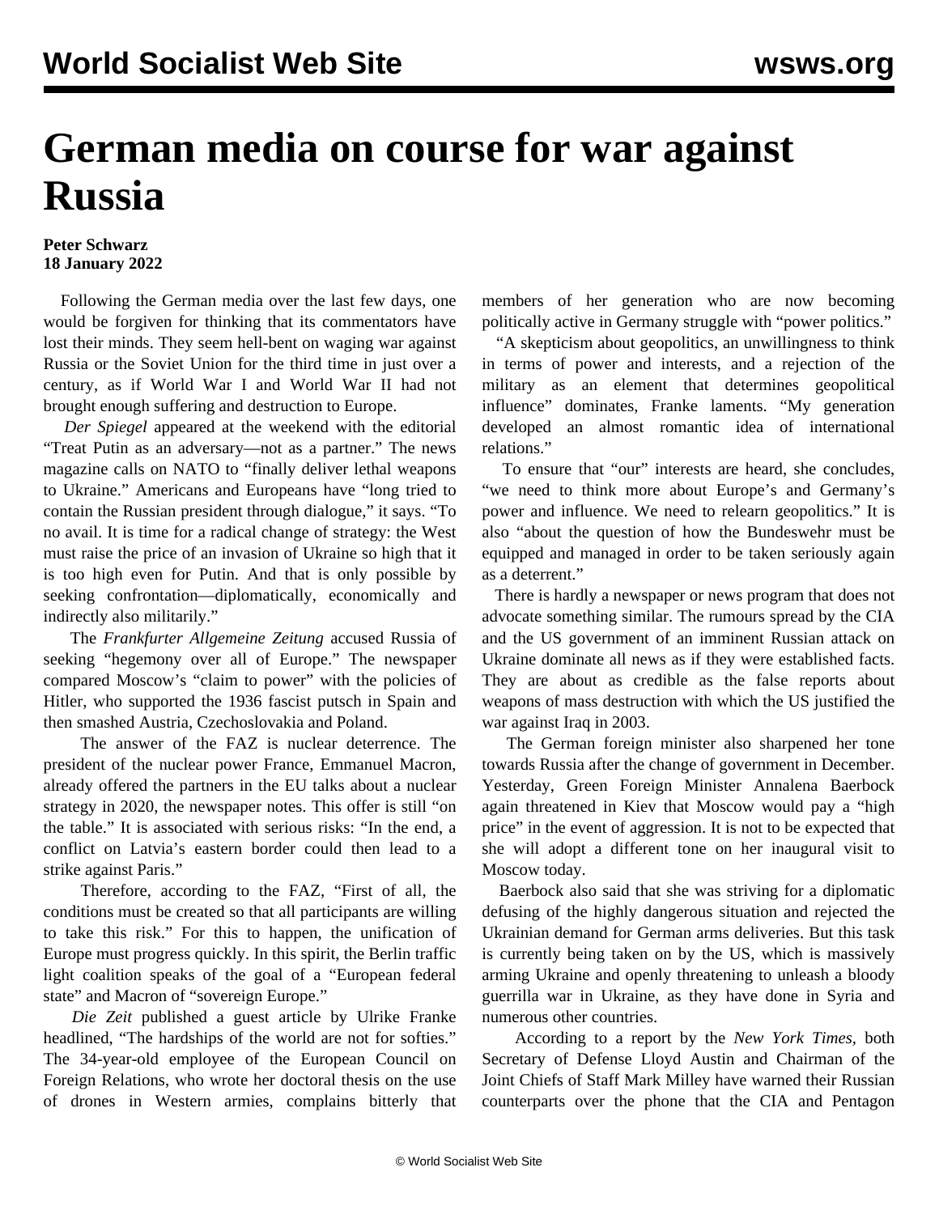# German media on course for war against Russia

**Peter Schwarz**
**18 January 2022**

Following the German media over the last few days, one would be forgiven for thinking that its commentators have lost their minds. They seem hell-bent on waging war against Russia or the Soviet Union for the third time in just over a century, as if World War I and World War II had not brought enough suffering and destruction to Europe.

*Der Spiegel* appeared at the weekend with the editorial "Treat Putin as an adversary—not as a partner." The news magazine calls on NATO to "finally deliver lethal weapons to Ukraine." Americans and Europeans have "long tried to contain the Russian president through dialogue," it says. "To no avail. It is time for a radical change of strategy: the West must raise the price of an invasion of Ukraine so high that it is too high even for Putin. And that is only possible by seeking confrontation—diplomatically, economically and indirectly also militarily."

The *Frankfurter Allgemeine Zeitung* accused Russia of seeking "hegemony over all of Europe." The newspaper compared Moscow's "claim to power" with the policies of Hitler, who supported the 1936 fascist putsch in Spain and then smashed Austria, Czechoslovakia and Poland.

The answer of the FAZ is nuclear deterrence. The president of the nuclear power France, Emmanuel Macron, already offered the partners in the EU talks about a nuclear strategy in 2020, the newspaper notes. This offer is still "on the table." It is associated with serious risks: "In the end, a conflict on Latvia's eastern border could then lead to a strike against Paris."

Therefore, according to the FAZ, "First of all, the conditions must be created so that all participants are willing to take this risk." For this to happen, the unification of Europe must progress quickly. In this spirit, the Berlin traffic light coalition speaks of the goal of a "European federal state" and Macron of "sovereign Europe."

*Die Zeit* published a guest article by Ulrike Franke headlined, "The hardships of the world are not for softies." The 34-year-old employee of the European Council on Foreign Relations, who wrote her doctoral thesis on the use of drones in Western armies, complains bitterly that members of her generation who are now becoming politically active in Germany struggle with "power politics."

"A skepticism about geopolitics, an unwillingness to think in terms of power and interests, and a rejection of the military as an element that determines geopolitical influence" dominates, Franke laments. "My generation developed an almost romantic idea of international relations."

To ensure that "our" interests are heard, she concludes, "we need to think more about Europe's and Germany's power and influence. We need to relearn geopolitics." It is also "about the question of how the Bundeswehr must be equipped and managed in order to be taken seriously again as a deterrent."

There is hardly a newspaper or news program that does not advocate something similar. The rumours spread by the CIA and the US government of an imminent Russian attack on Ukraine dominate all news as if they were established facts. They are about as credible as the false reports about weapons of mass destruction with which the US justified the war against Iraq in 2003.

The German foreign minister also sharpened her tone towards Russia after the change of government in December. Yesterday, Green Foreign Minister Annalena Baerbock again threatened in Kiev that Moscow would pay a "high price" in the event of aggression. It is not to be expected that she will adopt a different tone on her inaugural visit to Moscow today.

Baerbock also said that she was striving for a diplomatic defusing of the highly dangerous situation and rejected the Ukrainian demand for German arms deliveries. But this task is currently being taken on by the US, which is massively arming Ukraine and openly threatening to unleash a bloody guerrilla war in Ukraine, as they have done in Syria and numerous other countries.

According to a report by the *New York Times,* both Secretary of Defense Lloyd Austin and Chairman of the Joint Chiefs of Staff Mark Milley have warned their Russian counterparts over the phone that the CIA and Pentagon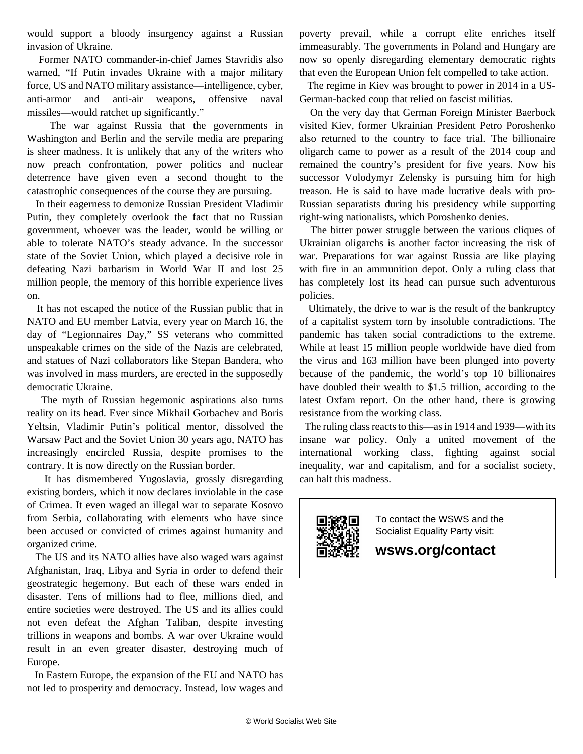would support a bloody insurgency against a Russian invasion of Ukraine.

Former NATO commander-in-chief James Stavridis also warned, "If Putin invades Ukraine with a major military force, US and NATO military assistance—intelligence, cyber, anti-armor and anti-air weapons, offensive naval missiles—would ratchet up significantly."

The war against Russia that the governments in Washington and Berlin and the servile media are preparing is sheer madness. It is unlikely that any of the writers who now preach confrontation, power politics and nuclear deterrence have given even a second thought to the catastrophic consequences of the course they are pursuing.

In their eagerness to demonize Russian President Vladimir Putin, they completely overlook the fact that no Russian government, whoever was the leader, would be willing or able to tolerate NATO's steady advance. In the successor state of the Soviet Union, which played a decisive role in defeating Nazi barbarism in World War II and lost 25 million people, the memory of this horrible experience lives on.

It has not escaped the notice of the Russian public that in NATO and EU member Latvia, every year on March 16, the day of "Legionnaires Day," SS veterans who committed unspeakable crimes on the side of the Nazis are celebrated, and statues of Nazi collaborators like Stepan Bandera, who was involved in mass murders, are erected in the supposedly democratic Ukraine.

The myth of Russian hegemonic aspirations also turns reality on its head. Ever since Mikhail Gorbachev and Boris Yeltsin, Vladimir Putin's political mentor, dissolved the Warsaw Pact and the Soviet Union 30 years ago, NATO has increasingly encircled Russia, despite promises to the contrary. It is now directly on the Russian border.

It has dismembered Yugoslavia, grossly disregarding existing borders, which it now declares inviolable in the case of Crimea. It even waged an illegal war to separate Kosovo from Serbia, collaborating with elements who have since been accused or convicted of crimes against humanity and organized crime.

The US and its NATO allies have also waged wars against Afghanistan, Iraq, Libya and Syria in order to defend their geostrategic hegemony. But each of these wars ended in disaster. Tens of millions had to flee, millions died, and entire societies were destroyed. The US and its allies could not even defeat the Afghan Taliban, despite investing trillions in weapons and bombs. A war over Ukraine would result in an even greater disaster, destroying much of Europe.

In Eastern Europe, the expansion of the EU and NATO has not led to prosperity and democracy. Instead, low wages and poverty prevail, while a corrupt elite enriches itself immeasurably. The governments in Poland and Hungary are now so openly disregarding elementary democratic rights that even the European Union felt compelled to take action.

The regime in Kiev was brought to power in 2014 in a US-German-backed coup that relied on fascist militias.

On the very day that German Foreign Minister Baerbock visited Kiev, former Ukrainian President Petro Poroshenko also returned to the country to face trial. The billionaire oligarch came to power as a result of the 2014 coup and remained the country's president for five years. Now his successor Volodymyr Zelensky is pursuing him for high treason. He is said to have made lucrative deals with pro-Russian separatists during his presidency while supporting right-wing nationalists, which Poroshenko denies.

The bitter power struggle between the various cliques of Ukrainian oligarchs is another factor increasing the risk of war. Preparations for war against Russia are like playing with fire in an ammunition depot. Only a ruling class that has completely lost its head can pursue such adventurous policies.

Ultimately, the drive to war is the result of the bankruptcy of a capitalist system torn by insoluble contradictions. The pandemic has taken social contradictions to the extreme. While at least 15 million people worldwide have died from the virus and 163 million have been plunged into poverty because of the pandemic, the world's top 10 billionaires have doubled their wealth to $1.5 trillion, according to the latest Oxfam report. On the other hand, there is growing resistance from the working class.

The ruling class reacts to this—as in 1914 and 1939—with its insane war policy. Only a united movement of the international working class, fighting against social inequality, war and capitalism, and for a socialist society, can halt this madness.

To contact the WSWS and the Socialist Equality Party visit:

**wsws.org/contact**